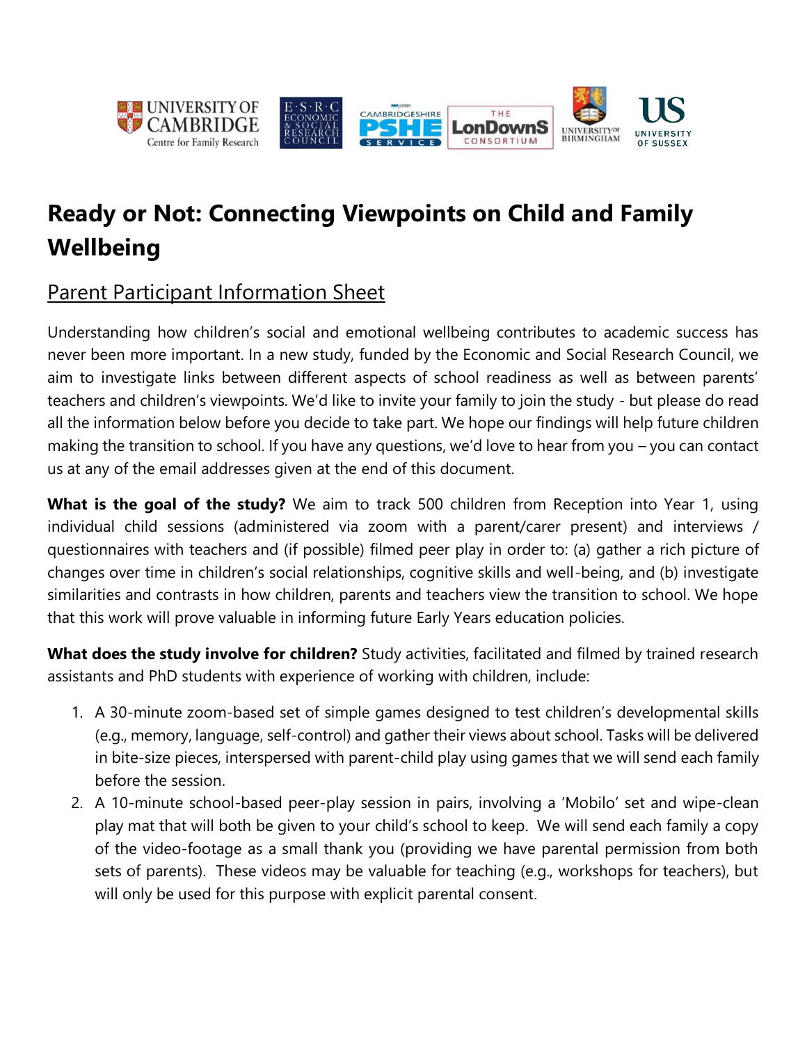# Ready or Not: Connecting Viewpoints on Child and Family Wellbeing

## Parent Participant Information Sheet

Understanding how children's social and emotional wellbeing contributes to academic success has never been more important. In a new study, funded by the Economic and Social Research Council, we aim to investigate links between different aspects of school readiness as well as between parents' teachers and children's viewpoints. We'd like to invite your family to join the study - but please do read all the information below before you decide to take part. We hope our findings will help future children making the transition to school. If you have any questions, we'd love to hear from you – you can contact us at any of the email addresses given at the end of this document.

**What is the goal of the study?** We aim to track 500 children from Reception into Year 1, using individual child sessions (administered via zoom with a parent/carer present) and interviews / questionnaires with teachers and (if possible) filmed peer play in order to: (a) gather a rich picture of changes over time in children's social relationships, cognitive skills and well-being, and (b) investigate similarities and contrasts in how children, parents and teachers view the transition to school. We hope that this work will prove valuable in informing future Early Years education policies.

**What does the study involve for children?** Study activities, facilitated and filmed by trained research assistants and PhD students with experience of working with children, include:

1. A 30-minute zoom-based set of simple games designed to test children's developmental skills (e.g., memory, language, self-control) and gather their views about school. Tasks will be delivered in bite-size pieces, interspersed with parent-child play using games that we will send each family before the session.
2. A 10-minute school-based peer-play session in pairs, involving a 'Mobilo' set and wipe-clean play mat that will both be given to your child's school to keep. We will send each family a copy of the video-footage as a small thank you (providing we have parental permission from both sets of parents). These videos may be valuable for teaching (e.g., workshops for teachers), but will only be used for this purpose with explicit parental consent.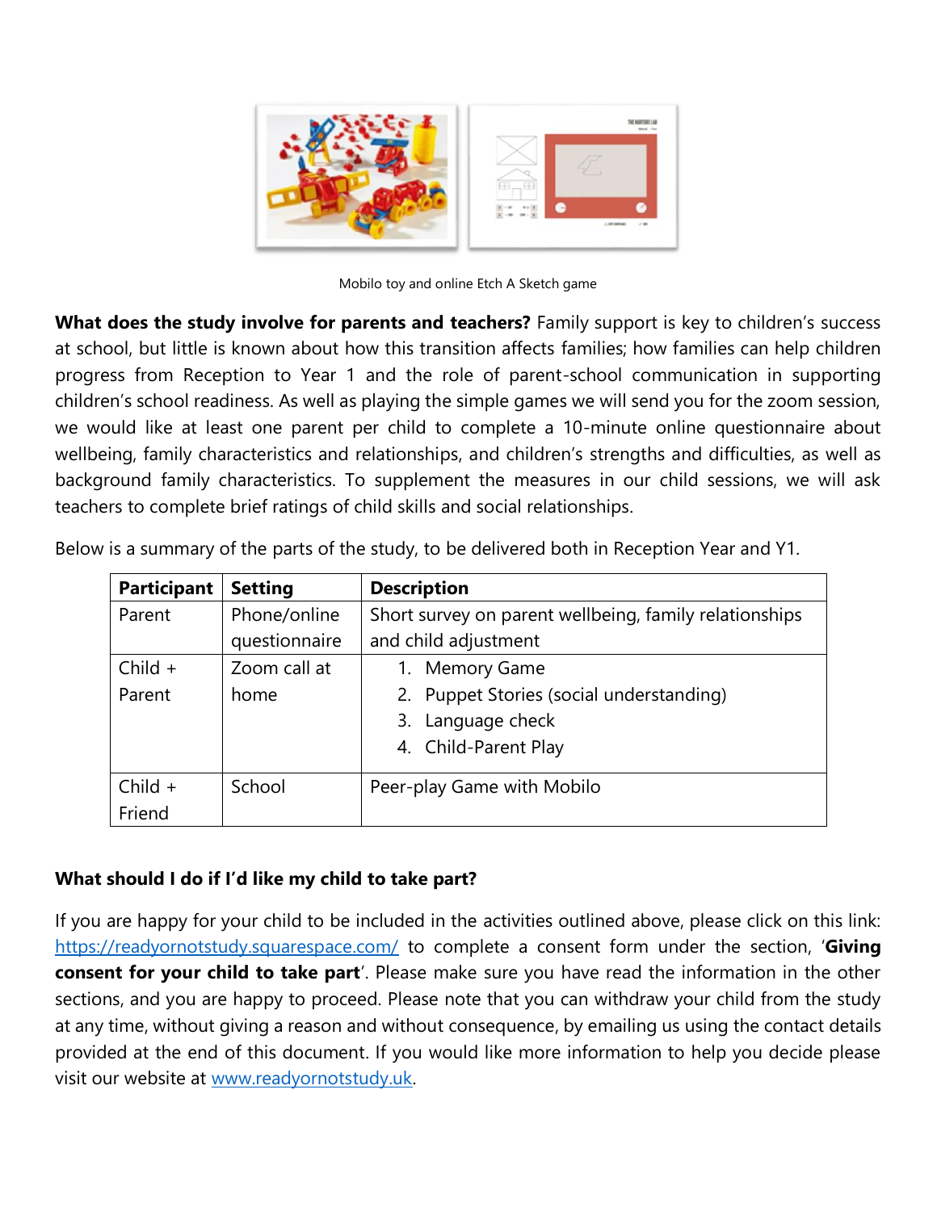Mobilo toy and online Etch A Sketch game

**What does the study involve for parents and teachers?** Family support is key to children's success at school, but little is known about how this transition affects families; how families can help children progress from Reception to Year 1 and the role of parent-school communication in supporting children's school readiness. As well as playing the simple games we will send you for the zoom session, we would like at least one parent per child to complete a 10-minute online questionnaire about wellbeing, family characteristics and relationships, and children's strengths and difficulties, as well as background family characteristics. To supplement the measures in our child sessions, we will ask teachers to complete brief ratings of child skills and social relationships.

Below is a summary of the parts of the study, to be delivered both in Reception Year and Y1.

| Participant | Setting | Description |
|---|---|---|
| Parent | Phone/online questionnaire | Short survey on parent wellbeing, family relationships and child adjustment |
| Child + Parent | Zoom call at home | 1. Memory Game<br>2. Puppet Stories (social understanding)<br>3. Language check<br>4. Child-Parent Play |
| Child + Friend | School | Peer-play Game with Mobilo |

**What should I do if I'd like my child to take part?**

If you are happy for your child to be included in the activities outlined above, please click on this link: https://readyornotstudy.squarespace.com/ to complete a consent form under the section, '**Giving consent for your child to take part**'. Please make sure you have read the information in the other sections, and you are happy to proceed. Please note that you can withdraw your child from the study at any time, without giving a reason and without consequence, by emailing us using the contact details provided at the end of this document. If you would like more information to help you decide please visit our website at www.readyornotstudy.uk.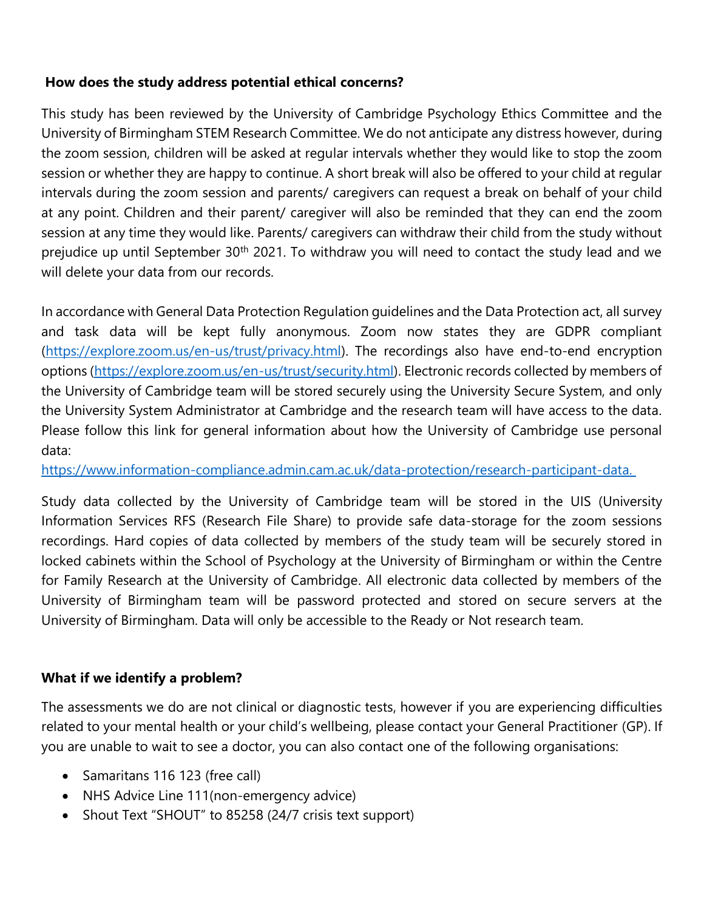**How does the study address potential ethical concerns?**

This study has been reviewed by the University of Cambridge Psychology Ethics Committee and the University of Birmingham STEM Research Committee. We do not anticipate any distress however, during the zoom session, children will be asked at regular intervals whether they would like to stop the zoom session or whether they are happy to continue. A short break will also be offered to your child at regular intervals during the zoom session and parents/ caregivers can request a break on behalf of your child at any point. Children and their parent/ caregiver will also be reminded that they can end the zoom session at any time they would like. Parents/ caregivers can withdraw their child from the study without prejudice up until September 30th 2021. To withdraw you will need to contact the study lead and we will delete your data from our records.

In accordance with General Data Protection Regulation guidelines and the Data Protection act, all survey and task data will be kept fully anonymous. Zoom now states they are GDPR compliant (https://explore.zoom.us/en-us/trust/privacy.html). The recordings also have end-to-end encryption options (https://explore.zoom.us/en-us/trust/security.html). Electronic records collected by members of the University of Cambridge team will be stored securely using the University Secure System, and only the University System Administrator at Cambridge and the research team will have access to the data. Please follow this link for general information about how the University of Cambridge use personal data:
https://www.information-compliance.admin.cam.ac.uk/data-protection/research-participant-data.

Study data collected by the University of Cambridge team will be stored in the UIS (University Information Services RFS (Research File Share) to provide safe data-storage for the zoom sessions recordings. Hard copies of data collected by members of the study team will be securely stored in locked cabinets within the School of Psychology at the University of Birmingham or within the Centre for Family Research at the University of Cambridge. All electronic data collected by members of the University of Birmingham team will be password protected and stored on secure servers at the University of Birmingham. Data will only be accessible to the Ready or Not research team.

**What if we identify a problem?**

The assessments we do are not clinical or diagnostic tests, however if you are experiencing difficulties related to your mental health or your child's wellbeing, please contact your General Practitioner (GP). If you are unable to wait to see a doctor, you can also contact one of the following organisations:

- Samaritans 116 123 (free call)
- NHS Advice Line 111(non-emergency advice)
- Shout Text "SHOUT" to 85258 (24/7 crisis text support)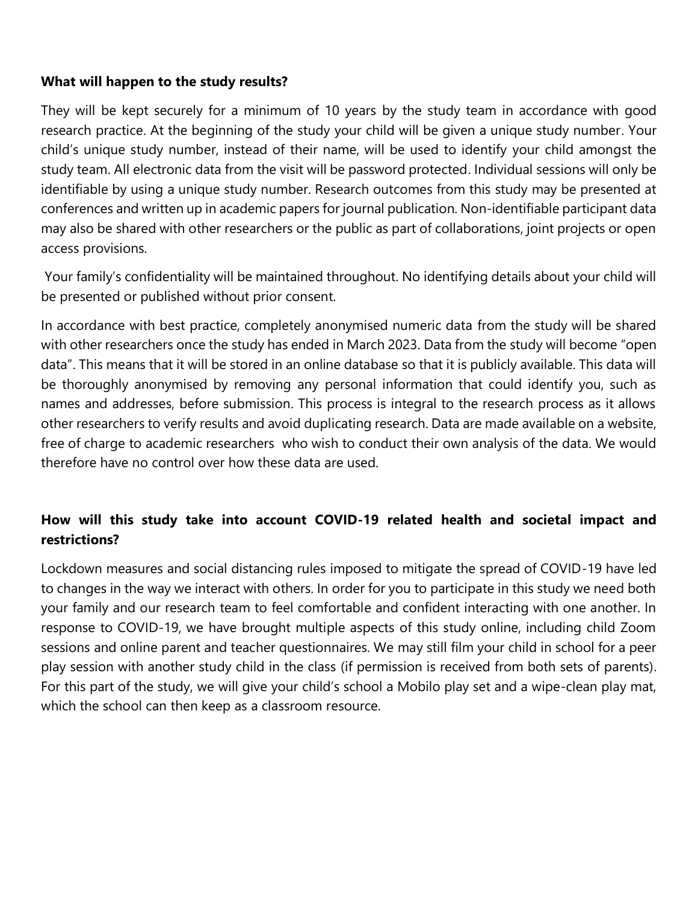**What will happen to the study results?**

They will be kept securely for a minimum of 10 years by the study team in accordance with good research practice. At the beginning of the study your child will be given a unique study number. Your child's unique study number, instead of their name, will be used to identify your child amongst the study team. All electronic data from the visit will be password protected. Individual sessions will only be identifiable by using a unique study number. Research outcomes from this study may be presented at conferences and written up in academic papers for journal publication. Non-identifiable participant data may also be shared with other researchers or the public as part of collaborations, joint projects or open access provisions.

Your family's confidentiality will be maintained throughout. No identifying details about your child will be presented or published without prior consent.

In accordance with best practice, completely anonymised numeric data from the study will be shared with other researchers once the study has ended in March 2023. Data from the study will become "open data". This means that it will be stored in an online database so that it is publicly available. This data will be thoroughly anonymised by removing any personal information that could identify you, such as names and addresses, before submission. This process is integral to the research process as it allows other researchers to verify results and avoid duplicating research. Data are made available on a website, free of charge to academic researchers who wish to conduct their own analysis of the data. We would therefore have no control over how these data are used.

**How will this study take into account COVID-19 related health and societal impact and restrictions?**

Lockdown measures and social distancing rules imposed to mitigate the spread of COVID-19 have led to changes in the way we interact with others. In order for you to participate in this study we need both your family and our research team to feel comfortable and confident interacting with one another. In response to COVID-19, we have brought multiple aspects of this study online, including child Zoom sessions and online parent and teacher questionnaires. We may still film your child in school for a peer play session with another study child in the class (if permission is received from both sets of parents). For this part of the study, we will give your child's school a Mobilo play set and a wipe-clean play mat, which the school can then keep as a classroom resource.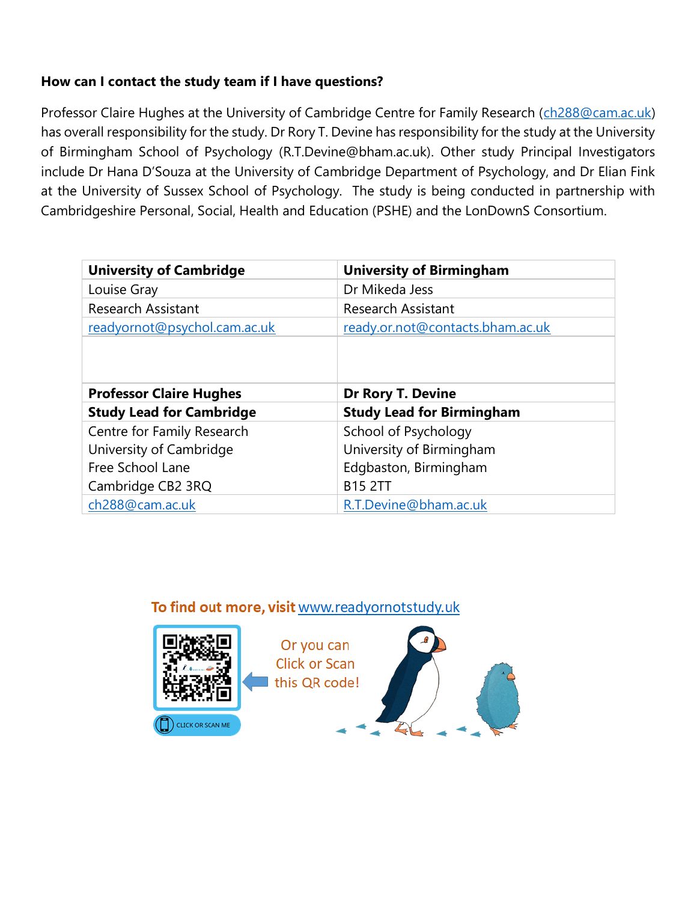**How can I contact the study team if I have questions?**

Professor Claire Hughes at the University of Cambridge Centre for Family Research (ch288@cam.ac.uk) has overall responsibility for the study. Dr Rory T. Devine has responsibility for the study at the University of Birmingham School of Psychology (R.T.Devine@bham.ac.uk). Other study Principal Investigators include Dr Hana D'Souza at the University of Cambridge Department of Psychology, and Dr Elian Fink at the University of Sussex School of Psychology. The study is being conducted in partnership with Cambridgeshire Personal, Social, Health and Education (PSHE) and the LonDownS Consortium.

| **University of Cambridge** | **University of Birmingham** |
|---|---|
| Louise Gray | Dr Mikeda Jess |
| Research Assistant | Research Assistant |
| readyornot@psychol.cam.ac.uk | ready.or.not@contacts.bham.ac.uk |
| | |
| **Professor Claire Hughes** | **Dr Rory T. Devine** |
| **Study Lead for Cambridge** | **Study Lead for Birmingham** |
| Centre for Family Research<br>University of Cambridge<br>Free School Lane<br>Cambridge CB2 3RQ | School of Psychology<br>University of Birmingham<br>Edgbaston, Birmingham<br>B15 2TT |
| ch288@cam.ac.uk | R.T.Devine@bham.ac.uk |

**To find out more, visit** www.readyornotstudy.uk

CLICK OR SCAN ME

Or you can Click or Scan this QR code!